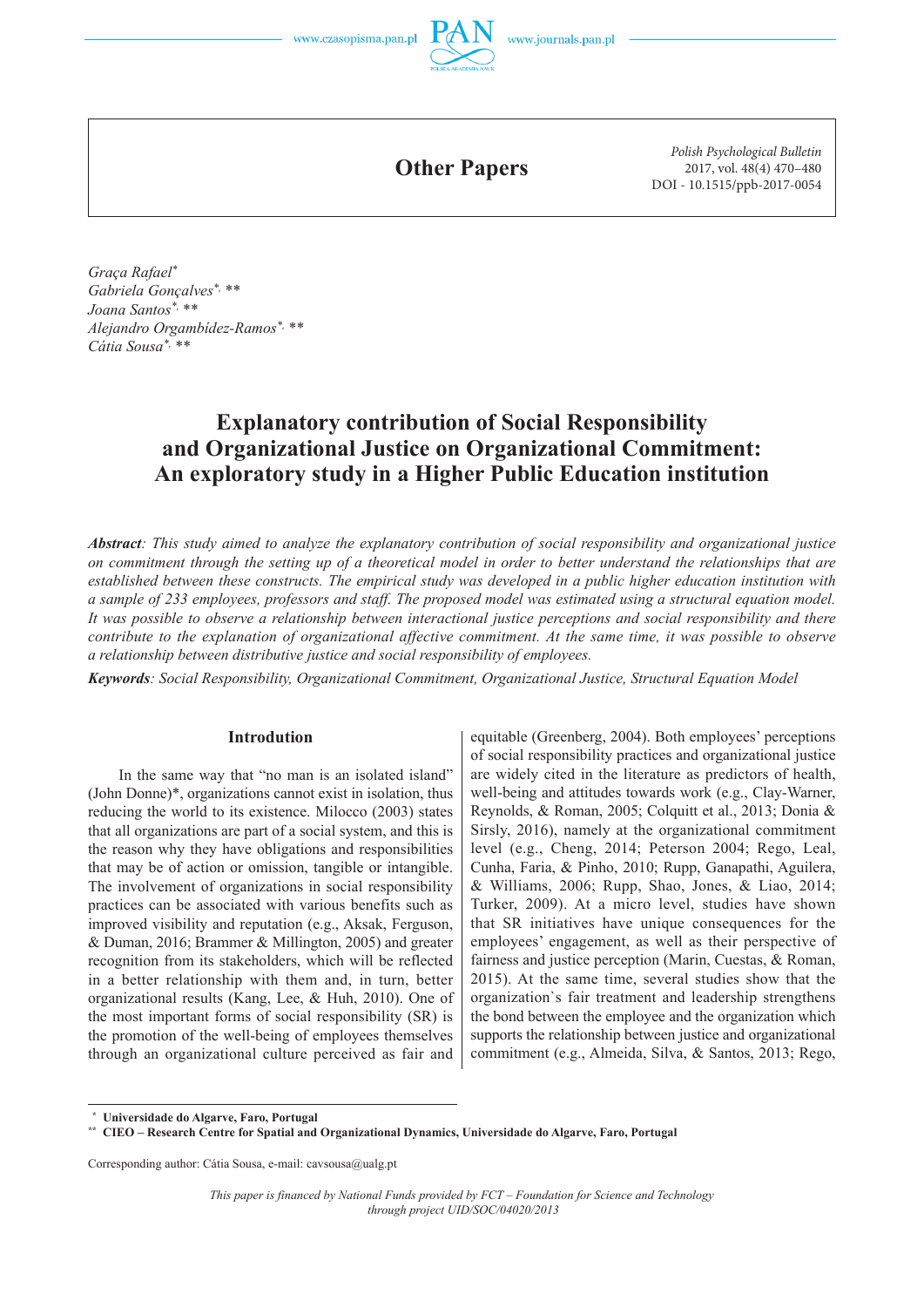Other Papers

Graça Rafael[*]
Gabriela Gonçalves[*, **]
Joana Santos[*, **]
Alejandro Orgambídez-Ramos[*, **]
Cátia Sousa[*, **]

# Explanatory contribution of Social Responsibility and Organizational Justice on Organizational Commitment: An exploratory study in a Higher Public Education institution

***Abstract****: This study aimed to analyze the explanatory contribution of social responsibility and organizational justice on commitment through the setting up of a theoretical model in order to better understand the relationships that are established between these constructs. The empirical study was developed in a public higher education institution with a sample of 233 employees, professors and staff. The proposed model was estimated using a structural equation model. It was possible to observe a relationship between interactional justice perceptions and social responsibility and there contribute to the explanation of organizational affective commitment. At the same time, it was possible to observe a relationship between distributive justice and social responsibility of employees.*

***Keywords****: Social Responsibility, Organizational Commitment, Organizational Justice, Structural Equation Model*

## Introduction

In the same way that "no man is an isolated island" (John Donne)*, organizations cannot exist in isolation, thus reducing the world to its existence. Milocco (2003) states that all organizations are part of a social system, and this is the reason why they have obligations and responsibilities that may be of action or omission, tangible or intangible. The involvement of organizations in social responsibility practices can be associated with various benefits such as improved visibility and reputation (e.g., Aksak, Ferguson, & Duman, 2016; Brammer & Millington, 2005) and greater recognition from its stakeholders, which will be reflected in a better relationship with them and, in turn, better organizational results (Kang, Lee, & Huh, 2010). One of the most important forms of social responsibility (SR) is the promotion of the well-being of employees themselves through an organizational culture perceived as fair and equitable (Greenberg, 2004). Both employees' perceptions of social responsibility practices and organizational justice are widely cited in the literature as predictors of health, well-being and attitudes towards work (e.g., Clay-Warner, Reynolds, & Roman, 2005; Colquitt et al., 2013; Donia & Sirsly, 2016), namely at the organizational commitment level (e.g., Cheng, 2014; Peterson 2004; Rego, Leal, Cunha, Faria, & Pinho, 2010; Rupp, Ganapathi, Aguilera, & Williams, 2006; Rupp, Shao, Jones, & Liao, 2014; Turker, 2009). At a micro level, studies have shown that SR initiatives have unique consequences for the employees' engagement, as well as their perspective of fairness and justice perception (Marin, Cuestas, & Roman, 2015). At the same time, several studies show that the organization`s fair treatment and leadership strengthens the bond between the employee and the organization which supports the relationship between justice and organizational commitment (e.g., Almeida, Silva, & Santos, 2013; Rego,

[*] Universidade do Algarve, Faro, Portugal
[**] CIEO – Research Centre for Spatial and Organizational Dynamics, Universidade do Algarve, Faro, Portugal

Corresponding author: Cátia Sousa, e-mail: cavsousa@ualg.pt

*This paper is financed by National Funds provided by FCT – Foundation for Science and Technology through project UID/SOC/04020/2013*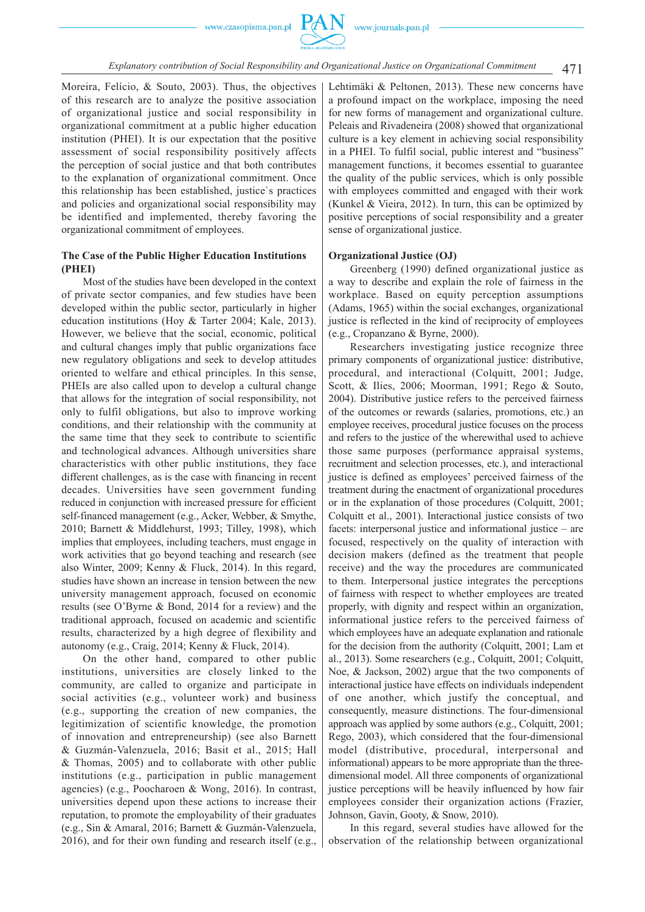Moreira, Felício, & Souto, 2003). Thus, the objectives of this research are to analyze the positive association of organizational justice and social responsibility in organizational commitment at a public higher education institution (PHEI). It is our expectation that the positive assessment of social responsibility positively affects the perception of social justice and that both contributes to the explanation of organizational commitment. Once this relationship has been established, justice`s practices and policies and organizational social responsibility may be identified and implemented, thereby favoring the organizational commitment of employees.

## The Case of the Public Higher Education Institutions (PHEI)

Most of the studies have been developed in the context of private sector companies, and few studies have been developed within the public sector, particularly in higher education institutions (Hoy & Tarter 2004; Kale, 2013). However, we believe that the social, economic, political and cultural changes imply that public organizations face new regulatory obligations and seek to develop attitudes oriented to welfare and ethical principles. In this sense, PHEIs are also called upon to develop a cultural change that allows for the integration of social responsibility, not only to fulfil obligations, but also to improve working conditions, and their relationship with the community at the same time that they seek to contribute to scientific and technological advances. Although universities share characteristics with other public institutions, they face different challenges, as is the case with financing in recent decades. Universities have seen government funding reduced in conjunction with increased pressure for efficient self-financed management (e.g., Acker, Webber, & Smythe, 2010; Barnett & Middlehurst, 1993; Tilley, 1998), which implies that employees, including teachers, must engage in work activities that go beyond teaching and research (see also Winter, 2009; Kenny & Fluck, 2014). In this regard, studies have shown an increase in tension between the new university management approach, focused on economic results (see O'Byrne & Bond, 2014 for a review) and the traditional approach, focused on academic and scientific results, characterized by a high degree of flexibility and autonomy (e.g., Craig, 2014; Kenny & Fluck, 2014).

On the other hand, compared to other public institutions, universities are closely linked to the community, are called to organize and participate in social activities (e.g., volunteer work) and business (e.g., supporting the creation of new companies, the legitimization of scientific knowledge, the promotion of innovation and entrepreneurship) (see also Barnett & Guzmán-Valenzuela, 2016; Basit et al., 2015; Hall & Thomas, 2005) and to collaborate with other public institutions (e.g., participation in public management agencies) (e.g., Poocharoen & Wong, 2016). In contrast, universities depend upon these actions to increase their reputation, to promote the employability of their graduates (e.g., Sin & Amaral, 2016; Barnett & Guzmán-Valenzuela, 2016), and for their own funding and research itself (e.g., Lehtimäki & Peltonen, 2013). These new concerns have a profound impact on the workplace, imposing the need for new forms of management and organizational culture. Peleais and Rivadeneira (2008) showed that organizational culture is a key element in achieving social responsibility in a PHEI. To fulfil social, public interest and "business" management functions, it becomes essential to guarantee the quality of the public services, which is only possible with employees committed and engaged with their work (Kunkel & Vieira, 2012). In turn, this can be optimized by positive perceptions of social responsibility and a greater sense of organizational justice.

## Organizational Justice (OJ)

Greenberg (1990) defined organizational justice as a way to describe and explain the role of fairness in the workplace. Based on equity perception assumptions (Adams, 1965) within the social exchanges, organizational justice is reflected in the kind of reciprocity of employees (e.g., Cropanzano & Byrne, 2000).

Researchers investigating justice recognize three primary components of organizational justice: distributive, procedural, and interactional (Colquitt, 2001; Judge, Scott, & Ilies, 2006; Moorman, 1991; Rego & Souto, 2004). Distributive justice refers to the perceived fairness of the outcomes or rewards (salaries, promotions, etc.) an employee receives, procedural justice focuses on the process and refers to the justice of the wherewithal used to achieve those same purposes (performance appraisal systems, recruitment and selection processes, etc.), and interactional justice is defined as employees' perceived fairness of the treatment during the enactment of organizational procedures or in the explanation of those procedures (Colquitt, 2001; Colquitt et al., 2001). Interactional justice consists of two facets: interpersonal justice and informational justice – are focused, respectively on the quality of interaction with decision makers (defined as the treatment that people receive) and the way the procedures are communicated to them. Interpersonal justice integrates the perceptions of fairness with respect to whether employees are treated properly, with dignity and respect within an organization, informational justice refers to the perceived fairness of which employees have an adequate explanation and rationale for the decision from the authority (Colquitt, 2001; Lam et al., 2013). Some researchers (e.g., Colquitt, 2001; Colquitt, Noe, & Jackson, 2002) argue that the two components of interactional justice have effects on individuals independent of one another, which justify the conceptual, and consequently, measure distinctions. The four-dimensional approach was applied by some authors (e.g., Colquitt, 2001; Rego, 2003), which considered that the four-dimensional model (distributive, procedural, interpersonal and informational) appears to be more appropriate than the three-dimensional model. All three components of organizational justice perceptions will be heavily influenced by how fair employees consider their organization actions (Frazier, Johnson, Gavin, Gooty, & Snow, 2010).

In this regard, several studies have allowed for the observation of the relationship between organizational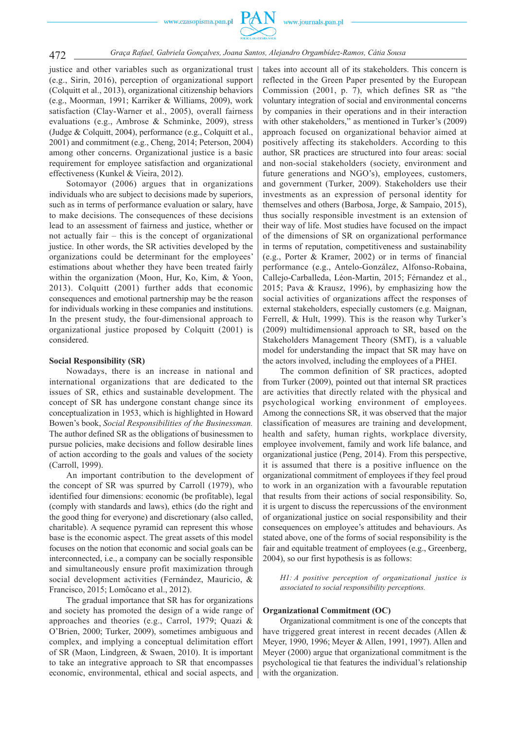justice and other variables such as organizational trust (e.g., Sirin, 2016), perception of organizational support (Colquitt et al., 2013), organizational citizenship behaviors (e.g., Moorman, 1991; Karriker & Williams, 2009), work satisfaction (Clay-Warner et al., 2005), overall fairness evaluations (e.g., Ambrose & Schminke, 2009), stress (Judge & Colquitt, 2004), performance (e.g., Colquitt et al., 2001) and commitment (e.g., Cheng, 2014; Peterson, 2004) among other concerns. Organizational justice is a basic requirement for employee satisfaction and organizational effectiveness (Kunkel & Vieira, 2012).

Sotomayor (2006) argues that in organizations individuals who are subject to decisions made by superiors, such as in terms of performance evaluation or salary, have to make decisions. The consequences of these decisions lead to an assessment of fairness and justice, whether or not actually fair – this is the concept of organizational justice. In other words, the SR activities developed by the organizations could be determinant for the employees' estimations about whether they have been treated fairly within the organization (Moon, Hur, Ko, Kim, & Yoon, 2013). Colquitt (2001) further adds that economic consequences and emotional partnership may be the reason for individuals working in these companies and institutions. In the present study, the four-dimensional approach to organizational justice proposed by Colquitt (2001) is considered.

**Social Responsibility (SR)**

Nowadays, there is an increase in national and international organizations that are dedicated to the issues of SR, ethics and sustainable development. The concept of SR has undergone constant change since its conceptualization in 1953, which is highlighted in Howard Bowen's book, *Social Responsibilities of the Businessman.* The author defined SR as the obligations of businessmen to pursue policies, make decisions and follow desirable lines of action according to the goals and values of the society (Carroll, 1999).

An important contribution to the development of the concept of SR was spurred by Carroll (1979), who identified four dimensions: economic (be profitable), legal (comply with standards and laws), ethics (do the right and the good thing for everyone) and discretionary (also called, charitable). A sequence pyramid can represent this whose base is the economic aspect. The great assets of this model focuses on the notion that economic and social goals can be interconnected, i.e., a company can be socially responsible and simultaneously ensure profit maximization through social development activities (Fernández, Mauricio, & Francisco, 2015; Lomôcano et al., 2012).

The gradual importance that SR has for organizations and society has promoted the design of a wide range of approaches and theories (e.g., Carrol, 1979; Quazi & O'Brien, 2000; Turker, 2009), sometimes ambiguous and complex, and implying a conceptual delimitation effort of SR (Maon, Lindgreen, & Swaen, 2010). It is important to take an integrative approach to SR that encompasses economic, environmental, ethical and social aspects, and takes into account all of its stakeholders. This concern is reflected in the Green Paper presented by the European Commission (2001, p. 7), which defines SR as "the voluntary integration of social and environmental concerns by companies in their operations and in their interaction with other stakeholders," as mentioned in Turker's (2009) approach focused on organizational behavior aimed at positively affecting its stakeholders. According to this author, SR practices are structured into four areas: social and non-social stakeholders (society, environment and future generations and NGO's), employees, customers, and government (Turker, 2009). Stakeholders use their investments as an expression of personal identity for themselves and others (Barbosa, Jorge, & Sampaio, 2015), thus socially responsible investment is an extension of their way of life. Most studies have focused on the impact of the dimensions of SR on organizational performance in terms of reputation, competitiveness and sustainability (e.g., Porter & Kramer, 2002) or in terms of financial performance (e.g., Antelo-González, Alfonso-Robaina, Callejo-Carballeda, Léon-Martin, 2015; Férnandez et al., 2015; Pava & Krausz, 1996), by emphasizing how the social activities of organizations affect the responses of external stakeholders, especially customers (e.g. Maignan, Ferrell, & Hult, 1999). This is the reason why Turker's (2009) multidimensional approach to SR, based on the Stakeholders Management Theory (SMT), is a valuable model for understanding the impact that SR may have on the actors involved, including the employees of a PHEI.

The common definition of SR practices, adopted from Turker (2009), pointed out that internal SR practices are activities that directly related with the physical and psychological working environment of employees. Among the connections SR, it was observed that the major classification of measures are training and development, health and safety, human rights, workplace diversity, employee involvement, family and work life balance, and organizational justice (Peng, 2014). From this perspective, it is assumed that there is a positive influence on the organizational commitment of employees if they feel proud to work in an organization with a favourable reputation that results from their actions of social responsibility. So, it is urgent to discuss the repercussions of the environment of organizational justice on social responsibility and their consequences on employee's attitudes and behaviours. As stated above, one of the forms of social responsibility is the fair and equitable treatment of employees (e.g., Greenberg, 2004), so our first hypothesis is as follows:

*H1: A positive perception of organizational justice is associated to social responsibility perceptions.*

**Organizational Commitment (OC)**

Organizational commitment is one of the concepts that have triggered great interest in recent decades (Allen & Meyer, 1990, 1996; Meyer & Allen, 1991, 1997). Allen and Meyer (2000) argue that organizational commitment is the psychological tie that features the individual's relationship with the organization.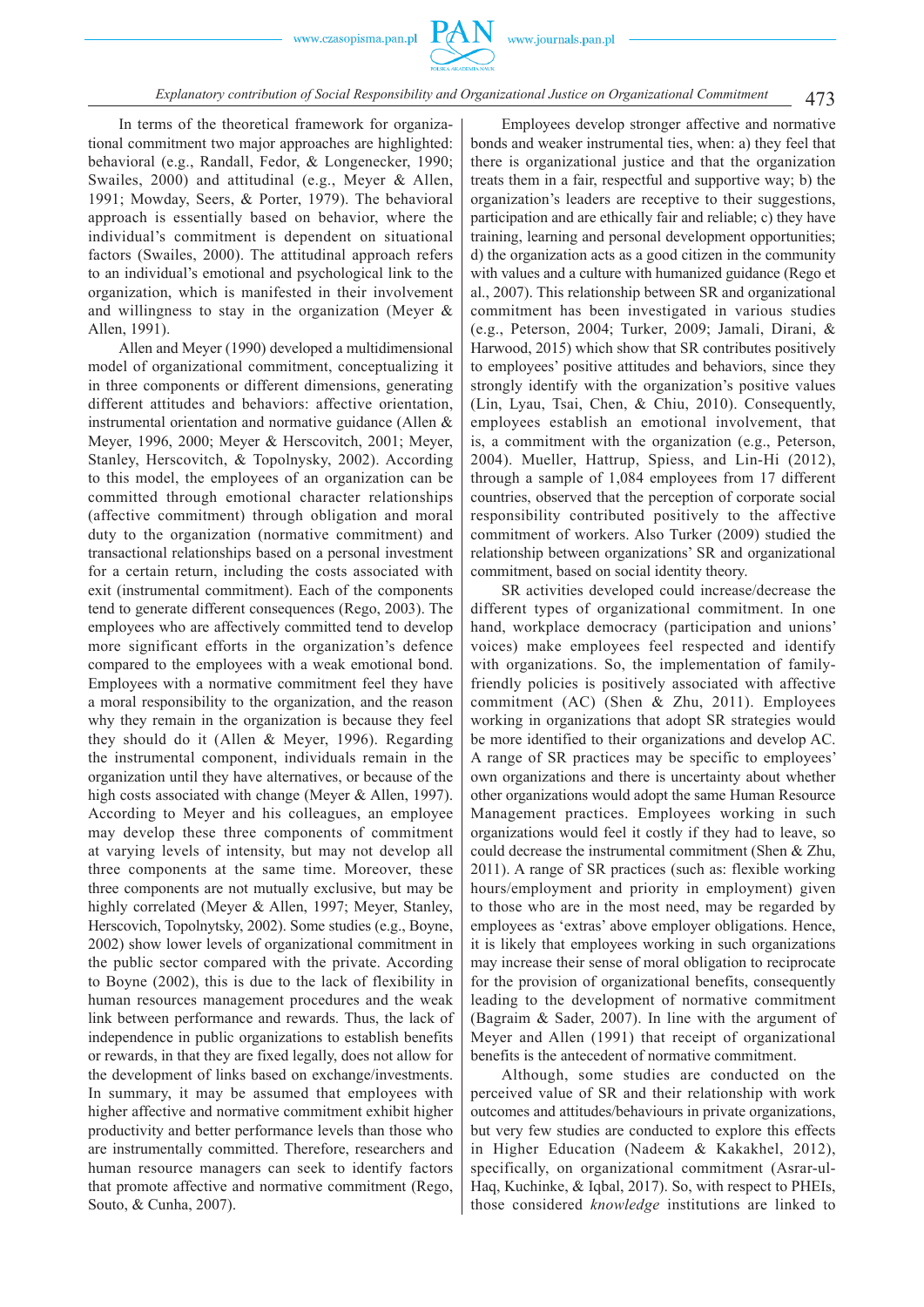In terms of the theoretical framework for organizational commitment two major approaches are highlighted: behavioral (e.g., Randall, Fedor, & Longenecker, 1990; Swailes, 2000) and attitudinal (e.g., Meyer & Allen, 1991; Mowday, Seers, & Porter, 1979). The behavioral approach is essentially based on behavior, where the individual's commitment is dependent on situational factors (Swailes, 2000). The attitudinal approach refers to an individual's emotional and psychological link to the organization, which is manifested in their involvement and willingness to stay in the organization (Meyer & Allen, 1991).

Allen and Meyer (1990) developed a multidimensional model of organizational commitment, conceptualizing it in three components or different dimensions, generating different attitudes and behaviors: affective orientation, instrumental orientation and normative guidance (Allen & Meyer, 1996, 2000; Meyer & Herscovitch, 2001; Meyer, Stanley, Herscovitch, & Topolnysky, 2002). According to this model, the employees of an organization can be committed through emotional character relationships (affective commitment) through obligation and moral duty to the organization (normative commitment) and transactional relationships based on a personal investment for a certain return, including the costs associated with exit (instrumental commitment). Each of the components tend to generate different consequences (Rego, 2003). The employees who are affectively committed tend to develop more significant efforts in the organization's defence compared to the employees with a weak emotional bond. Employees with a normative commitment feel they have a moral responsibility to the organization, and the reason why they remain in the organization is because they feel they should do it (Allen & Meyer, 1996). Regarding the instrumental component, individuals remain in the organization until they have alternatives, or because of the high costs associated with change (Meyer & Allen, 1997). According to Meyer and his colleagues, an employee may develop these three components of commitment at varying levels of intensity, but may not develop all three components at the same time. Moreover, these three components are not mutually exclusive, but may be highly correlated (Meyer & Allen, 1997; Meyer, Stanley, Herscovich, Topolnytsky, 2002). Some studies (e.g., Boyne, 2002) show lower levels of organizational commitment in the public sector compared with the private. According to Boyne (2002), this is due to the lack of flexibility in human resources management procedures and the weak link between performance and rewards. Thus, the lack of independence in public organizations to establish benefits or rewards, in that they are fixed legally, does not allow for the development of links based on exchange/investments. In summary, it may be assumed that employees with higher affective and normative commitment exhibit higher productivity and better performance levels than those who are instrumentally committed. Therefore, researchers and human resource managers can seek to identify factors that promote affective and normative commitment (Rego, Souto, & Cunha, 2007).

Employees develop stronger affective and normative bonds and weaker instrumental ties, when: a) they feel that there is organizational justice and that the organization treats them in a fair, respectful and supportive way; b) the organization's leaders are receptive to their suggestions, participation and are ethically fair and reliable; c) they have training, learning and personal development opportunities; d) the organization acts as a good citizen in the community with values and a culture with humanized guidance (Rego et al., 2007). This relationship between SR and organizational commitment has been investigated in various studies (e.g., Peterson, 2004; Turker, 2009; Jamali, Dirani, & Harwood, 2015) which show that SR contributes positively to employees' positive attitudes and behaviors, since they strongly identify with the organization's positive values (Lin, Lyau, Tsai, Chen, & Chiu, 2010). Consequently, employees establish an emotional involvement, that is, a commitment with the organization (e.g., Peterson, 2004). Mueller, Hattrup, Spiess, and Lin-Hi (2012), through a sample of 1,084 employees from 17 different countries, observed that the perception of corporate social responsibility contributed positively to the affective commitment of workers. Also Turker (2009) studied the relationship between organizations' SR and organizational commitment, based on social identity theory.

SR activities developed could increase/decrease the different types of organizational commitment. In one hand, workplace democracy (participation and unions' voices) make employees feel respected and identify with organizations. So, the implementation of family-friendly policies is positively associated with affective commitment (AC) (Shen & Zhu, 2011). Employees working in organizations that adopt SR strategies would be more identified to their organizations and develop AC. A range of SR practices may be specific to employees' own organizations and there is uncertainty about whether other organizations would adopt the same Human Resource Management practices. Employees working in such organizations would feel it costly if they had to leave, so could decrease the instrumental commitment (Shen & Zhu, 2011). A range of SR practices (such as: flexible working hours/employment and priority in employment) given to those who are in the most need, may be regarded by employees as 'extras' above employer obligations. Hence, it is likely that employees working in such organizations may increase their sense of moral obligation to reciprocate for the provision of organizational benefits, consequently leading to the development of normative commitment (Bagraim & Sader, 2007). In line with the argument of Meyer and Allen (1991) that receipt of organizational benefits is the antecedent of normative commitment.

Although, some studies are conducted on the perceived value of SR and their relationship with work outcomes and attitudes/behaviours in private organizations, but very few studies are conducted to explore this effects in Higher Education (Nadeem & Kakakhel, 2012), specifically, on organizational commitment (Asrar-ul-Haq, Kuchinke, & Iqbal, 2017). So, with respect to PHEIs, those considered *knowledge* institutions are linked to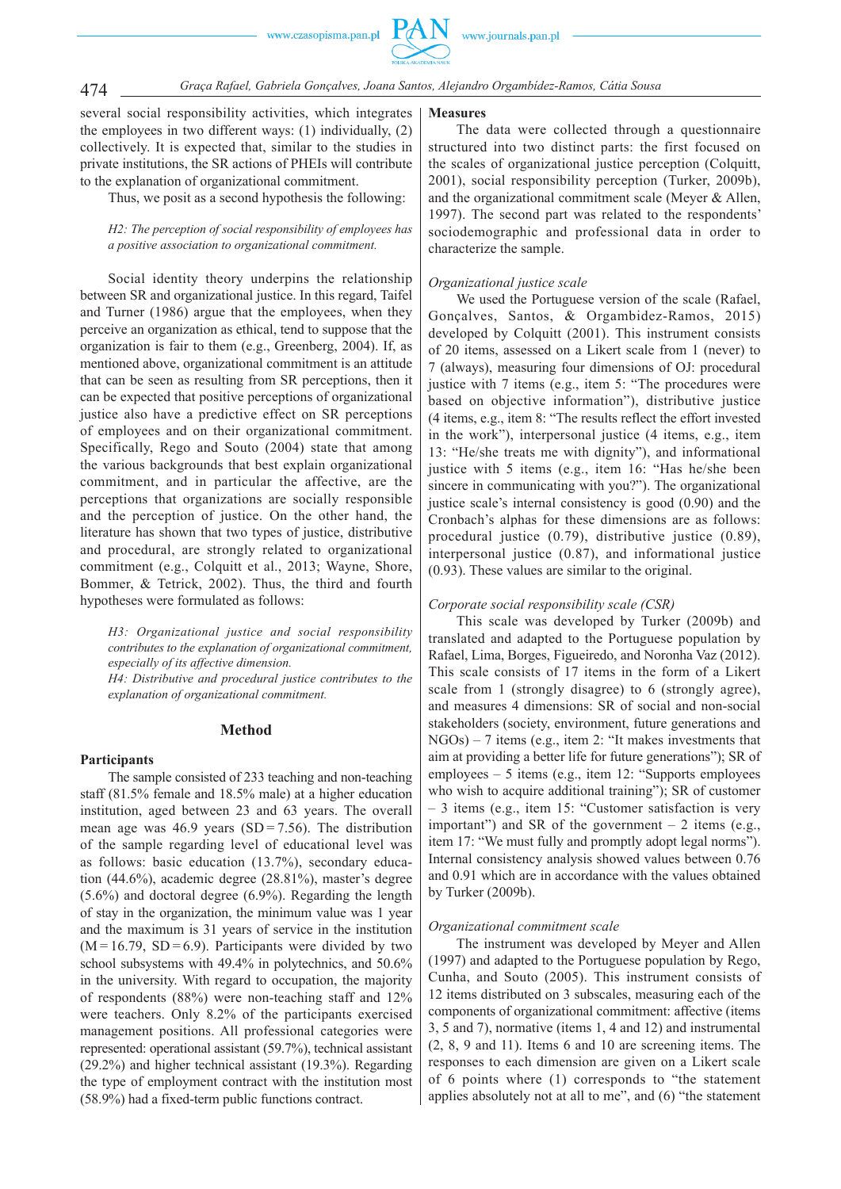several social responsibility activities, which integrates the employees in two different ways: (1) individually, (2) collectively. It is expected that, similar to the studies in private institutions, the SR actions of PHEIs will contribute to the explanation of organizational commitment.

Thus, we posit as a second hypothesis the following:

*H2: The perception of social responsibility of employees has a positive association to organizational commitment.*

Social identity theory underpins the relationship between SR and organizational justice. In this regard, Taifel and Turner (1986) argue that the employees, when they perceive an organization as ethical, tend to suppose that the organization is fair to them (e.g., Greenberg, 2004). If, as mentioned above, organizational commitment is an attitude that can be seen as resulting from SR perceptions, then it can be expected that positive perceptions of organizational justice also have a predictive effect on SR perceptions of employees and on their organizational commitment. Specifically, Rego and Souto (2004) state that among the various backgrounds that best explain organizational commitment, and in particular the affective, are the perceptions that organizations are socially responsible and the perception of justice. On the other hand, the literature has shown that two types of justice, distributive and procedural, are strongly related to organizational commitment (e.g., Colquitt et al., 2013; Wayne, Shore, Bommer, & Tetrick, 2002). Thus, the third and fourth hypotheses were formulated as follows:

*H3: Organizational justice and social responsibility contributes to the explanation of organizational commitment, especially of its affective dimension.*
*H4: Distributive and procedural justice contributes to the explanation of organizational commitment.*

## Method

### Participants

The sample consisted of 233 teaching and non-teaching staff (81.5% female and 18.5% male) at a higher education institution, aged between 23 and 63 years. The overall mean age was 46.9 years (SD = 7.56). The distribution of the sample regarding level of educational level was as follows: basic education (13.7%), secondary education (44.6%), academic degree (28.81%), master's degree (5.6%) and doctoral degree (6.9%). Regarding the length of stay in the organization, the minimum value was 1 year and the maximum is 31 years of service in the institution (M = 16.79, SD = 6.9). Participants were divided by two school subsystems with 49.4% in polytechnics, and 50.6% in the university. With regard to occupation, the majority of respondents (88%) were non-teaching staff and 12% were teachers. Only 8.2% of the participants exercised management positions. All professional categories were represented: operational assistant (59.7%), technical assistant (29.2%) and higher technical assistant (19.3%). Regarding the type of employment contract with the institution most (58.9%) had a fixed-term public functions contract.

### Measures

The data were collected through a questionnaire structured into two distinct parts: the first focused on the scales of organizational justice perception (Colquitt, 2001), social responsibility perception (Turker, 2009b), and the organizational commitment scale (Meyer & Allen, 1997). The second part was related to the respondents' sociodemographic and professional data in order to characterize the sample.

*Organizational justice scale*

We used the Portuguese version of the scale (Rafael, Gonçalves, Santos, & Orgambidez-Ramos, 2015) developed by Colquitt (2001). This instrument consists of 20 items, assessed on a Likert scale from 1 (never) to 7 (always), measuring four dimensions of OJ: procedural justice with 7 items (e.g., item 5: "The procedures were based on objective information"), distributive justice (4 items, e.g., item 8: "The results reflect the effort invested in the work"), interpersonal justice (4 items, e.g., item 13: "He/she treats me with dignity"), and informational justice with 5 items (e.g., item 16: "Has he/she been sincere in communicating with you?"). The organizational justice scale's internal consistency is good (0.90) and the Cronbach's alphas for these dimensions are as follows: procedural justice (0.79), distributive justice (0.89), interpersonal justice (0.87), and informational justice (0.93). These values are similar to the original.

*Corporate social responsibility scale (CSR)*

This scale was developed by Turker (2009b) and translated and adapted to the Portuguese population by Rafael, Lima, Borges, Figueiredo, and Noronha Vaz (2012). This scale consists of 17 items in the form of a Likert scale from 1 (strongly disagree) to 6 (strongly agree), and measures 4 dimensions: SR of social and non-social stakeholders (society, environment, future generations and NGOs) – 7 items (e.g., item 2: "It makes investments that aim at providing a better life for future generations"); SR of employees – 5 items (e.g., item 12: "Supports employees who wish to acquire additional training"); SR of customer – 3 items (e.g., item 15: "Customer satisfaction is very important") and SR of the government – 2 items (e.g., item 17: "We must fully and promptly adopt legal norms"). Internal consistency analysis showed values between 0.76 and 0.91 which are in accordance with the values obtained by Turker (2009b).

*Organizational commitment scale*

The instrument was developed by Meyer and Allen (1997) and adapted to the Portuguese population by Rego, Cunha, and Souto (2005). This instrument consists of 12 items distributed on 3 subscales, measuring each of the components of organizational commitment: affective (items 3, 5 and 7), normative (items 1, 4 and 12) and instrumental (2, 8, 9 and 11). Items 6 and 10 are screening items. The responses to each dimension are given on a Likert scale of 6 points where (1) corresponds to "the statement applies absolutely not at all to me", and (6) "the statement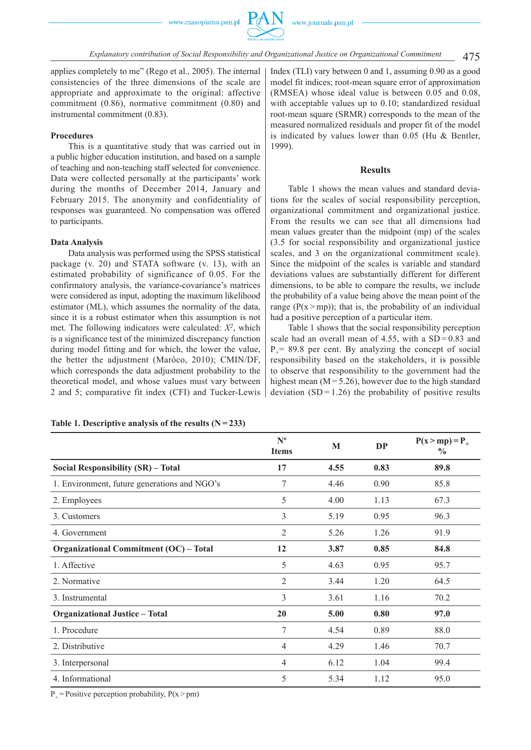applies completely to me" (Rego et al., 2005). The internal consistencies of the three dimensions of the scale are appropriate and approximate to the original: affective commitment (0.86), normative commitment (0.80) and instrumental commitment (0.83).

### Procedures

This is a quantitative study that was carried out in a public higher education institution, and based on a sample of teaching and non-teaching staff selected for convenience. Data were collected personally at the participants' work during the months of December 2014, January and February 2015. The anonymity and confidentiality of responses was guaranteed. No compensation was offered to participants.

### Data Analysis

Data analysis was performed using the SPSS statistical package (v. 20) and STATA software (v. 13), with an estimated probability of significance of 0.05. For the confirmatory analysis, the variance-covariance's matrices were considered as input, adopting the maximum likelihood estimator (ML), which assumes the normality of the data, since it is a robust estimator when this assumption is not met. The following indicators were calculated: $X^2$, which is a significance test of the minimized discrepancy function during model fitting and for which, the lower the value, the better the adjustment (Marôco, 2010); CMIN/DF, which corresponds the data adjustment probability to the theoretical model, and whose values must vary between 2 and 5; comparative fit index (CFI) and Tucker-Lewis Index (TLI) vary between 0 and 1, assuming 0.90 as a good model fit indices; root-mean square error of approximation (RMSEA) whose ideal value is between 0.05 and 0.08, with acceptable values up to 0.10; standardized residual root-mean square (SRMR) corresponds to the mean of the measured normalized residuals and proper fit of the model is indicated by values lower than 0.05 (Hu & Bentler, 1999).

## Results

Table 1 shows the mean values and standard deviations for the scales of social responsibility perception, organizational commitment and organizational justice. From the results we can see that all dimensions had mean values greater than the midpoint (mp) of the scales (3.5 for social responsibility and organizational justice scales, and 3 on the organizational commitment scale). Since the midpoint of the scales is variable and standard deviations values are substantially different for different dimensions, to be able to compare the results, we include the probability of a value being above the mean point of the range ($P(x > mp)$); that is, the probability of an individual had a positive perception of a particular item.

Table 1 shows that the social responsibility perception scale had an overall mean of 4.55, with a SD = 0.83 and $P_+$ = 89.8 per cent. By analyzing the concept of social responsibility based on the stakeholders, it is possible to observe that responsibility to the government had the highest mean (M = 5.26), however due to the high standard deviation (SD = 1.26) the probability of positive results

**Table 1. Descriptive analysis of the results (N = 233)**

| | Nº Items | M | DP | $P(x > mp) = P_+$ % |
|---|---|---|---|---|
| **Social Responsibility (SR) – Total** | **17** | **4.55** | **0.83** | **89.8** |
| 1. Environment, future generations and NGO's | 7 | 4.46 | 0.90 | 85.8 |
| 2. Employees | 5 | 4.00 | 1.13 | 67.3 |
| 3. Customers | 3 | 5.19 | 0.95 | 96.3 |
| 4. Government | 2 | 5.26 | 1.26 | 91.9 |
| **Organizational Commitment (OC) – Total** | **12** | **3.87** | **0.85** | **84.8** |
| 1. Affective | 5 | 4.63 | 0.95 | 95.7 |
| 2. Normative | 2 | 3.44 | 1.20 | 64.5 |
| 3. Instrumental | 3 | 3.61 | 1.16 | 70.2 |
| **Organizational Justice – Total** | **20** | **5.00** | **0.80** | **97.0** |
| 1. Procedure | 7 | 4.54 | 0.89 | 88.0 |
| 2. Distributive | 4 | 4.29 | 1.46 | 70.7 |
| 3. Interpersonal | 4 | 6.12 | 1.04 | 99.4 |
| 4. Informational | 5 | 5.34 | 1.12 | 95.0 |

$P_+$ = Positive perception probability, $P(x > pm)$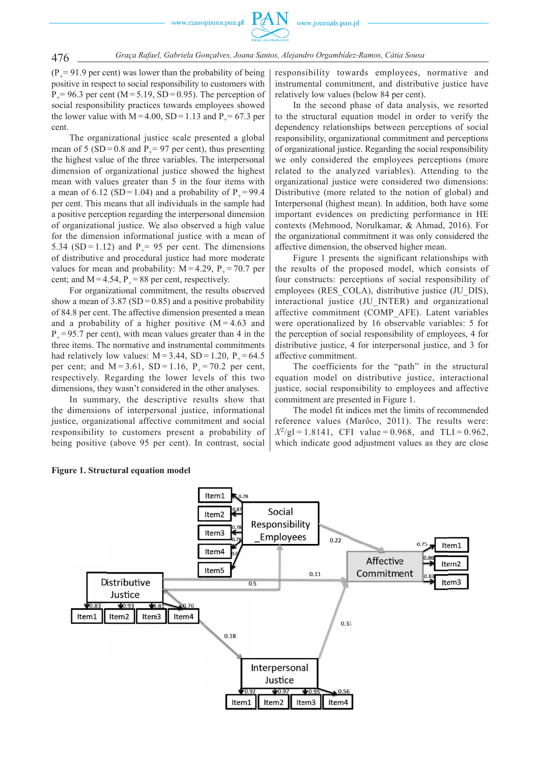($P_+$= 91.9 per cent) was lower than the probability of being positive in respect to social responsibility to customers with $P_+$= 96.3 per cent (M = 5.19, SD = 0.95). The perception of social responsibility practices towards employees showed the lower value with M = 4.00, SD = 1.13 and $P_+$= 67.3 per cent.

The organizational justice scale presented a global mean of 5 (SD = 0.8 and $P_+$= 97 per cent), thus presenting the highest value of the three variables. The interpersonal dimension of organizational justice showed the highest mean with values greater than 5 in the four items with a mean of 6.12 (SD = 1.04) and a probability of $P_+$ = 99.4 per cent. This means that all individuals in the sample had a positive perception regarding the interpersonal dimension of organizational justice. We also observed a high value for the dimension informational justice with a mean of 5.34 (SD = 1.12) and $P_+$= 95 per cent. The dimensions of distributive and procedural justice had more moderate values for mean and probability: M = 4.29, $P_+$ = 70.7 per cent; and M = 4.54, $P_+$ = 88 per cent, respectively.

For organizational commitment, the results observed show a mean of 3.87 (SD = 0.85) and a positive probability of 84.8 per cent. The affective dimension presented a mean and a probability of a higher positive (M = 4.63 and $P_+$ = 95.7 per cent), with mean values greater than 4 in the three items. The normative and instrumental commitments had relatively low values: M = 3.44, SD = 1.20, $P_+$ = 64.5 per cent; and M = 3.61, SD = 1.16, $P_+$ = 70.2 per cent, respectively. Regarding the lower levels of this two dimensions, they wasn't considered in the other analyses.

In summary, the descriptive results show that the dimensions of interpersonal justice, informational justice, organizational affective commitment and social responsibility to customers present a probability of being positive (above 95 per cent). In contrast, social responsibility towards employees, normative and instrumental commitment, and distributive justice have relatively low values (below 84 per cent).

In the second phase of data analysis, we resorted to the structural equation model in order to verify the dependency relationships between perceptions of social responsibility, organizational commitment and perceptions of organizational justice. Regarding the social responsibility we only considered the employees perceptions (more related to the analyzed variables). Attending to the organizational justice were considered two dimensions: Distributive (more related to the notion of global) and Interpersonal (highest mean). In addition, both have some important evidences on predicting performance in HE contexts (Mehmood, Norulkamar, & Ahmad, 2016). For the organizational commitment it was only considered the affective dimension, the observed higher mean.

Figure 1 presents the significant relationships with the results of the proposed model, which consists of four constructs: perceptions of social responsibility of employees (RES_COLA), distributive justice (JU_DIS), interactional justice (JU_INTER) and organizational affective commitment (COMP_AFE). Latent variables were operationalized by 16 observable variables: 5 for the perception of social responsibility of employees, 4 for distributive justice, 4 for interpersonal justice, and 3 for affective commitment.

The coefficients for the "path" in the structural equation model on distributive justice, interactional justice, social responsibility to employees and affective commitment are presented in Figure 1.

The model fit indices met the limits of recommended reference values (Marôco, 2011). The results were: $X^2$/gl = 1.8141, CFI value = 0.968, and TLI = 0.962, which indicate good adjustment values as they are close

**Figure 1. Structural equation model**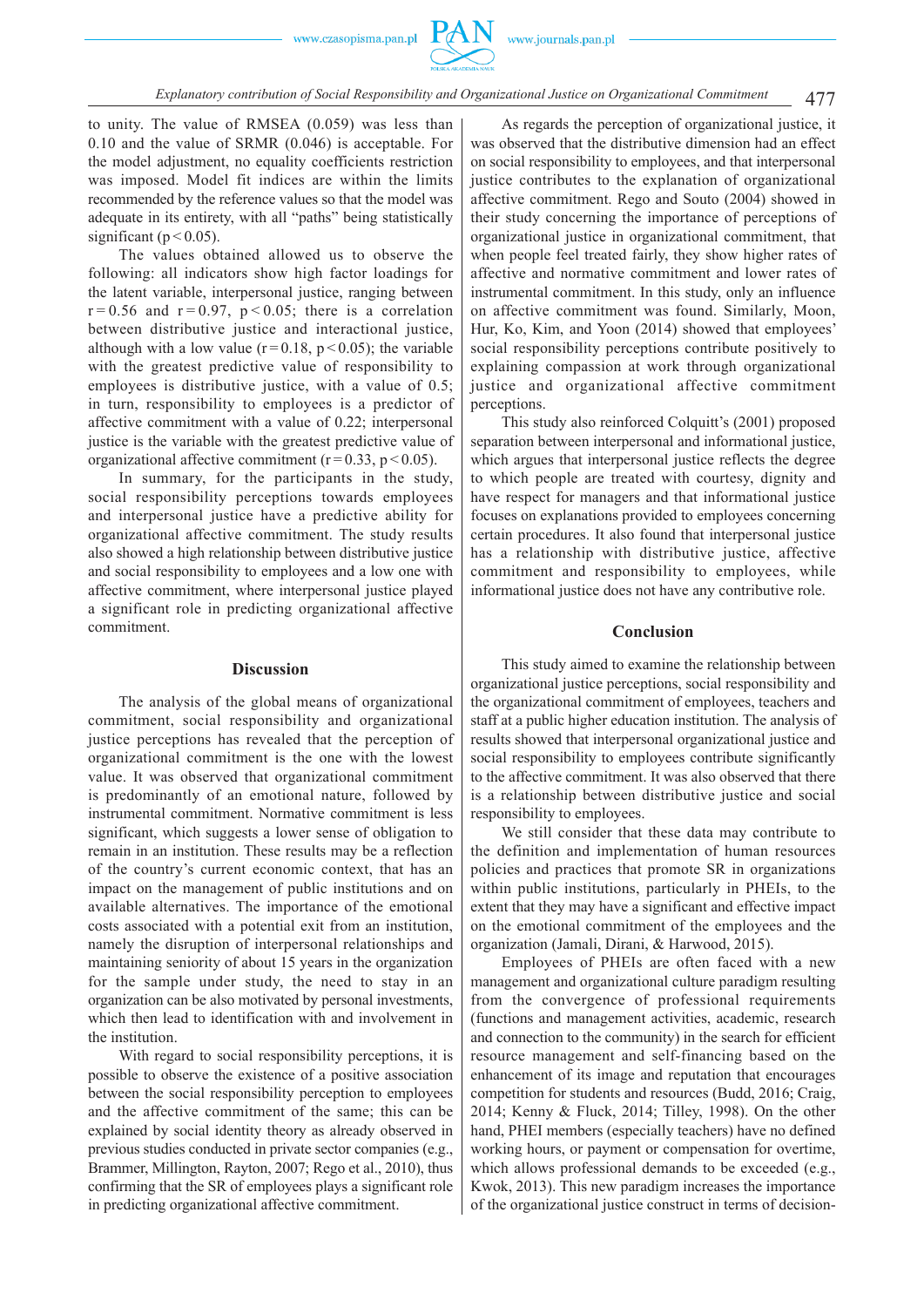to unity. The value of RMSEA (0.059) was less than 0.10 and the value of SRMR (0.046) is acceptable. For the model adjustment, no equality coefficients restriction was imposed. Model fit indices are within the limits recommended by the reference values so that the model was adequate in its entirety, with all "paths" being statistically significant ($p < 0.05$).

The values obtained allowed us to observe the following: all indicators show high factor loadings for the latent variable, interpersonal justice, ranging between $r = 0.56$ and $r = 0.97$, $p < 0.05$; there is a correlation between distributive justice and interactional justice, although with a low value ($r = 0.18$, $p < 0.05$); the variable with the greatest predictive value of responsibility to employees is distributive justice, with a value of 0.5; in turn, responsibility to employees is a predictor of affective commitment with a value of 0.22; interpersonal justice is the variable with the greatest predictive value of organizational affective commitment ($r = 0.33$, $p < 0.05$).

In summary, for the participants in the study, social responsibility perceptions towards employees and interpersonal justice have a predictive ability for organizational affective commitment. The study results also showed a high relationship between distributive justice and social responsibility to employees and a low one with affective commitment, where interpersonal justice played a significant role in predicting organizational affective commitment.

## Discussion

The analysis of the global means of organizational commitment, social responsibility and organizational justice perceptions has revealed that the perception of organizational commitment is the one with the lowest value. It was observed that organizational commitment is predominantly of an emotional nature, followed by instrumental commitment. Normative commitment is less significant, which suggests a lower sense of obligation to remain in an institution. These results may be a reflection of the country's current economic context, that has an impact on the management of public institutions and on available alternatives. The importance of the emotional costs associated with a potential exit from an institution, namely the disruption of interpersonal relationships and maintaining seniority of about 15 years in the organization for the sample under study, the need to stay in an organization can be also motivated by personal investments, which then lead to identification with and involvement in the institution.

With regard to social responsibility perceptions, it is possible to observe the existence of a positive association between the social responsibility perception to employees and the affective commitment of the same; this can be explained by social identity theory as already observed in previous studies conducted in private sector companies (e.g., Brammer, Millington, Rayton, 2007; Rego et al., 2010), thus confirming that the SR of employees plays a significant role in predicting organizational affective commitment.

As regards the perception of organizational justice, it was observed that the distributive dimension had an effect on social responsibility to employees, and that interpersonal justice contributes to the explanation of organizational affective commitment. Rego and Souto (2004) showed in their study concerning the importance of perceptions of organizational justice in organizational commitment, that when people feel treated fairly, they show higher rates of affective and normative commitment and lower rates of instrumental commitment. In this study, only an influence on affective commitment was found. Similarly, Moon, Hur, Ko, Kim, and Yoon (2014) showed that employees' social responsibility perceptions contribute positively to explaining compassion at work through organizational justice and organizational affective commitment perceptions.

This study also reinforced Colquitt's (2001) proposed separation between interpersonal and informational justice, which argues that interpersonal justice reflects the degree to which people are treated with courtesy, dignity and have respect for managers and that informational justice focuses on explanations provided to employees concerning certain procedures. It also found that interpersonal justice has a relationship with distributive justice, affective commitment and responsibility to employees, while informational justice does not have any contributive role.

## Conclusion

This study aimed to examine the relationship between organizational justice perceptions, social responsibility and the organizational commitment of employees, teachers and staff at a public higher education institution. The analysis of results showed that interpersonal organizational justice and social responsibility to employees contribute significantly to the affective commitment. It was also observed that there is a relationship between distributive justice and social responsibility to employees.

We still consider that these data may contribute to the definition and implementation of human resources policies and practices that promote SR in organizations within public institutions, particularly in PHEIs, to the extent that they may have a significant and effective impact on the emotional commitment of the employees and the organization (Jamali, Dirani, & Harwood, 2015).

Employees of PHEIs are often faced with a new management and organizational culture paradigm resulting from the convergence of professional requirements (functions and management activities, academic, research and connection to the community) in the search for efficient resource management and self-financing based on the enhancement of its image and reputation that encourages competition for students and resources (Budd, 2016; Craig, 2014; Kenny & Fluck, 2014; Tilley, 1998). On the other hand, PHEI members (especially teachers) have no defined working hours, or payment or compensation for overtime, which allows professional demands to be exceeded (e.g., Kwok, 2013). This new paradigm increases the importance of the organizational justice construct in terms of decision-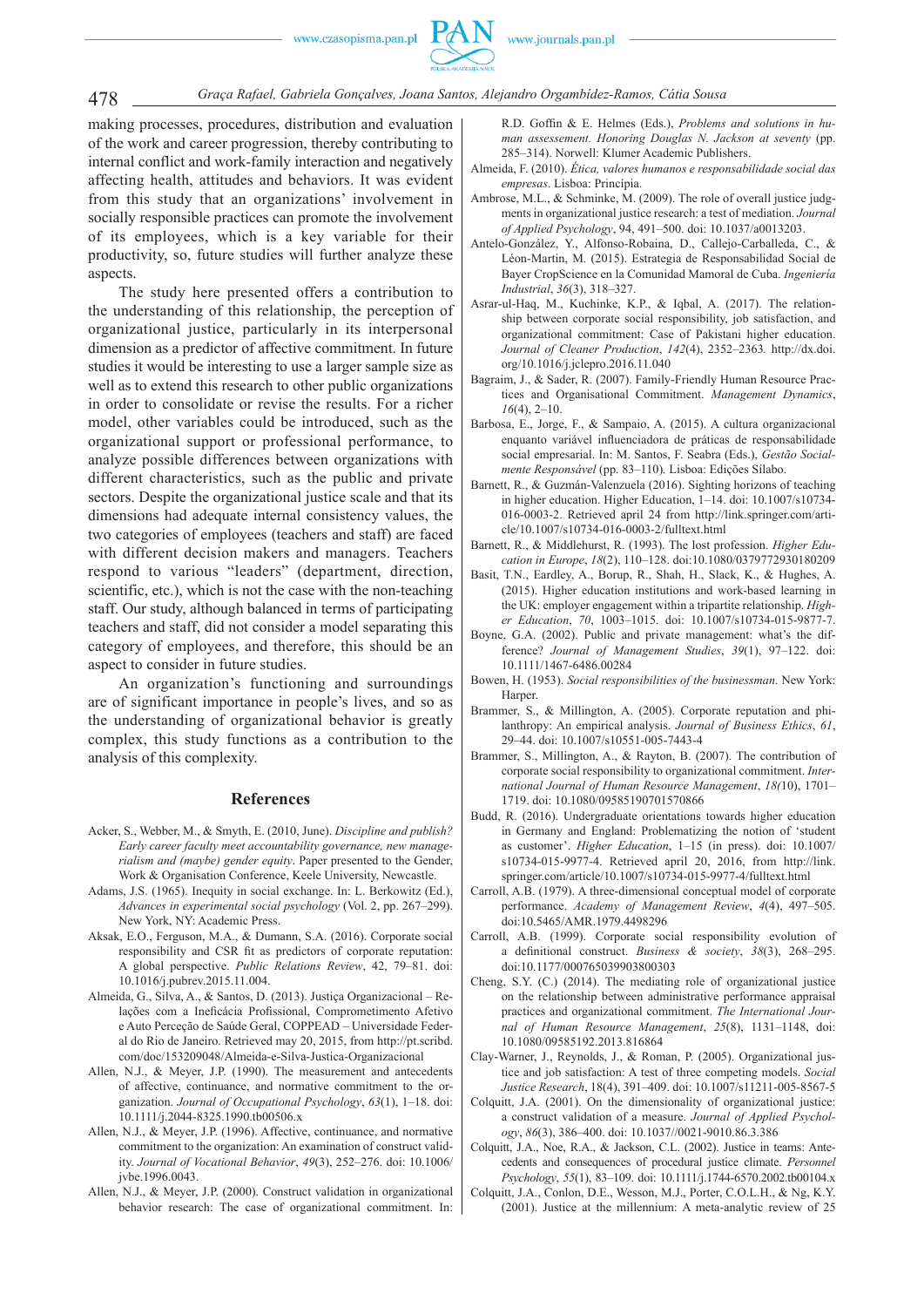making processes, procedures, distribution and evaluation of the work and career progression, thereby contributing to internal conflict and work-family interaction and negatively affecting health, attitudes and behaviors. It was evident from this study that an organizations' involvement in socially responsible practices can promote the involvement of its employees, which is a key variable for their productivity, so, future studies will further analyze these aspects.

The study here presented offers a contribution to the understanding of this relationship, the perception of organizational justice, particularly in its interpersonal dimension as a predictor of affective commitment. In future studies it would be interesting to use a larger sample size as well as to extend this research to other public organizations in order to consolidate or revise the results. For a richer model, other variables could be introduced, such as the organizational support or professional performance, to analyze possible differences between organizations with different characteristics, such as the public and private sectors. Despite the organizational justice scale and that its dimensions had adequate internal consistency values, the two categories of employees (teachers and staff) are faced with different decision makers and managers. Teachers respond to various "leaders" (department, direction, scientific, etc.), which is not the case with the non-teaching staff. Our study, although balanced in terms of participating teachers and staff, did not consider a model separating this category of employees, and therefore, this should be an aspect to consider in future studies.

An organization's functioning and surroundings are of significant importance in people's lives, and so as the understanding of organizational behavior is greatly complex, this study functions as a contribution to the analysis of this complexity.

## References

Acker, S., Webber, M., & Smyth, E. (2010, June). *Discipline and publish? Early career faculty meet accountability governance, new managerialism and (maybe) gender equity*. Paper presented to the Gender, Work & Organisation Conference, Keele University, Newcastle.

Adams, J.S. (1965). Inequity in social exchange. In: L. Berkowitz (Ed.), *Advances in experimental social psychology* (Vol. 2, pp. 267–299). New York, NY: Academic Press.

Aksak, E.O., Ferguson, M.A., & Dumann, S.A. (2016). Corporate social responsibility and CSR fit as predictors of corporate reputation: A global perspective. *Public Relations Review*, 42, 79–81. doi: 10.1016/j.pubrev.2015.11.004.

Almeida, G., Silva, A., & Santos, D. (2013). Justiça Organizacional – Relações com a Ineficácia Profissional, Comprometimento Afetivo e Auto Perceção de Saúde Geral, COPPEAD – Universidade Federal do Rio de Janeiro. Retrieved may 20, 2015, from http://pt.scribd.com/doc/153209048/Almeida-e-Silva-Justica-Organizacional

Allen, N.J., & Meyer, J.P. (1990). The measurement and antecedents of affective, continuance, and normative commitment to the organization. *Journal of Occupational Psychology*, *63*(1), 1–18. doi: 10.1111/j.2044-8325.1990.tb00506.x

Allen, N.J., & Meyer, J.P. (1996). Affective, continuance, and normative commitment to the organization: An examination of construct validity. *Journal of Vocational Behavior*, *49*(3), 252–276. doi: 10.1006/jvbe.1996.0043.

Allen, N.J., & Meyer, J.P. (2000). Construct validation in organizational behavior research: The case of organizational commitment. In: R.D. Goffin & E. Helmes (Eds.), *Problems and solutions in human assessment. Honoring Douglas N. Jackson at seventy* (pp. 285–314). Norwell: Klumer Academic Publishers.

Almeida, F. (2010). *Ética, valores humanos e responsabilidade social das empresas*. Lisboa: Princípia.

Ambrose, M.L., & Schminke, M. (2009). The role of overall justice judgments in organizational justice research: a test of mediation. *Journal of Applied Psychology*, 94, 491–500. doi: 10.1037/a0013203.

Antelo-González, Y., Alfonso-Robaina, D., Callejo-Carballeda, C., & Léon-Martin, M. (2015). Estrategia de Responsabilidad Social de Bayer CropScience en la Comunidad Mamoral de Cuba. *Ingeniería Industrial*, *36*(3), 318–327.

Asrar-ul-Haq, M., Kuchinke, K.P., & Iqbal, A. (2017). The relationship between corporate social responsibility, job satisfaction, and organizational commitment: Case of Pakistani higher education. *Journal of Cleaner Production*, *142*(4), 2352–2363. http://dx.doi.org/10.1016/j.jclepro.2016.11.040

Bagraim, J., & Sader, R. (2007). Family-Friendly Human Resource Practices and Organisational Commitment. *Management Dynamics*, *16*(4), 2–10.

Barbosa, E., Jorge, F., & Sampaio, A. (2015). A cultura organizacional enquanto variável influenciadora de práticas de responsabilidade social empresarial. In: M. Santos, F. Seabra (Eds.), *Gestão Socialmente Responsável* (pp. 83–110). Lisboa: Edições Sílabo.

Barnett, R., & Guzmán-Valenzuela (2016). Sighting horizons of teaching in higher education. Higher Education, 1–14. doi: 10.1007/s10734-016-0003-2. Retrieved april 24 from http://link.springer.com/article/10.1007/s10734-016-0003-2/fulltext.html

Barnett, R., & Middlehurst, R. (1993). The lost profession. *Higher Education in Europe*, *18*(2), 110–128. doi:10.1080/0379772930180209

Basit, T.N., Eardley, A., Borup, R., Shah, H., Slack, K., & Hughes, A. (2015). Higher education institutions and work-based learning in the UK: employer engagement within a tripartite relationship. *Higher Education*, *70*, 1003–1015. doi: 10.1007/s10734-015-9877-7.

Boyne, G.A. (2002). Public and private management: what's the difference? *Journal of Management Studies*, *39*(1), 97–122. doi: 10.1111/1467-6486.00284

Bowen, H. (1953). *Social responsibilities of the businessman*. New York: Harper.

Brammer, S., & Millington, A. (2005). Corporate reputation and philanthropy: An empirical analysis. *Journal of Business Ethics*, *61*, 29–44. doi: 10.1007/s10551-005-7443-4

Brammer, S., Millington, A., & Rayton, B. (2007). The contribution of corporate social responsibility to organizational commitment. *International Journal of Human Resource Management*, *18(*10), 1701–1719. doi: 10.1080/09585190701570866

Budd, R. (2016). Undergraduate orientations towards higher education in Germany and England: Problematizing the notion of 'student as customer'. *Higher Education*, 1–15 (in press). doi: 10.1007/s10734-015-9977-4. Retrieved april 20, 2016, from http://link.springer.com/article/10.1007/s10734-015-9977-4/fulltext.html

Carroll, A.B. (1979). A three-dimensional conceptual model of corporate performance. *Academy of Management Review*, *4*(4), 497–505. doi:10.5465/AMR.1979.4498296

Carroll, A.B. (1999). Corporate social responsibility evolution of a definitional construct. *Business & society*, *38*(3), 268–295. doi:10.1177/000765039903800303

Cheng, S.Y. (C.) (2014). The mediating role of organizational justice on the relationship between administrative performance appraisal practices and organizational commitment. *The International Journal of Human Resource Management*, *25*(8), 1131–1148, doi: 10.1080/09585192.2013.816864

Clay-Warner, J., Reynolds, J., & Roman, P. (2005). Organizational justice and job satisfaction: A test of three competing models. *Social Justice Research*, 18(4), 391–409. doi: 10.1007/s11211-005-8567-5

Colquitt, J.A. (2001). On the dimensionality of organizational justice: a construct validation of a measure. *Journal of Applied Psychology*, *86*(3), 386–400. doi: 10.1037//0021-9010.86.3.386

Colquitt, J.A., Noe, R.A., & Jackson, C.L. (2002). Justice in teams: Antecedents and consequences of procedural justice climate. *Personnel Psychology*, *55*(1), 83–109. doi: 10.1111/j.1744-6570.2002.tb00104.x

Colquitt, J.A., Conlon, D.E., Wesson, M.J., Porter, C.O.L.H., & Ng, K.Y. (2001). Justice at the millennium: A meta-analytic review of 25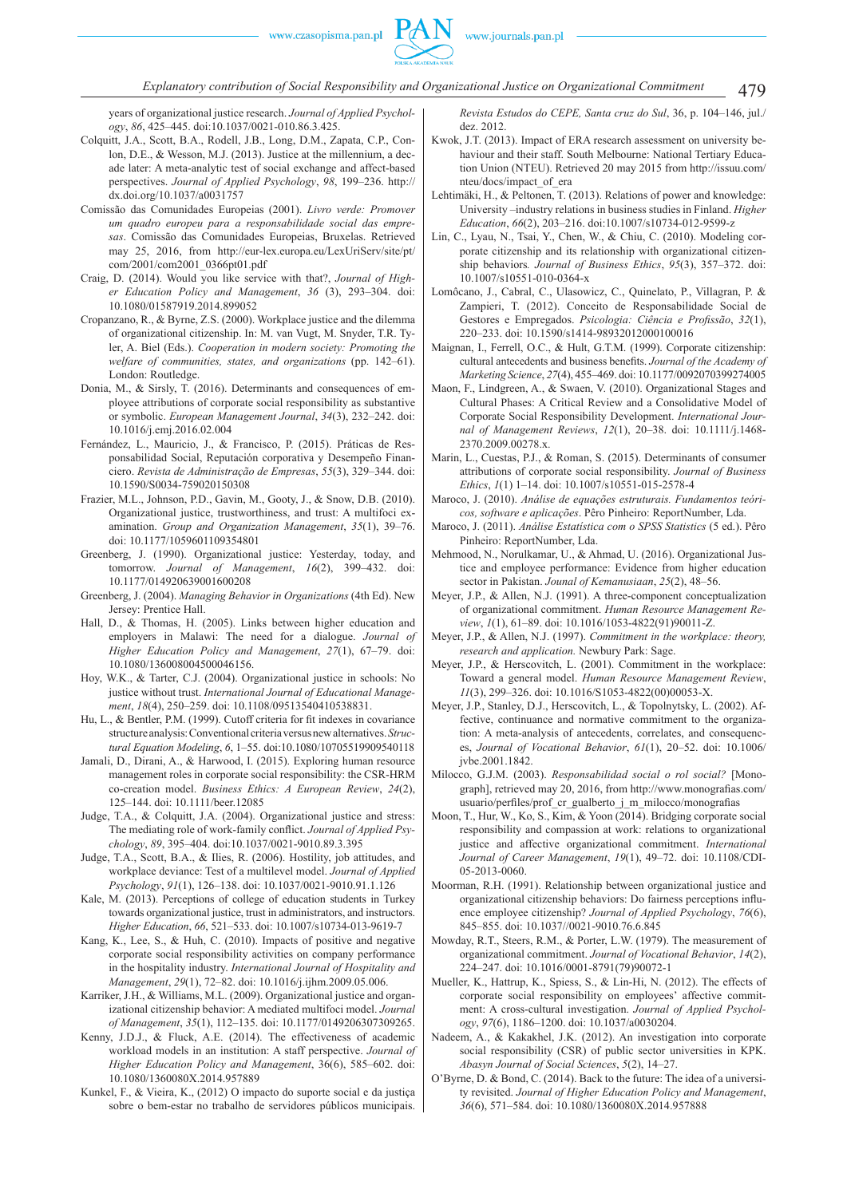years of organizational justice research. *Journal of Applied Psychology*, *86*, 425–445. doi:10.1037/0021-010.86.3.425.

Colquitt, J.A., Scott, B.A., Rodell, J.B., Long, D.M., Zapata, C.P., Conlon, D.E., & Wesson, M.J. (2013). Justice at the millennium, a decade later: A meta-analytic test of social exchange and affect-based perspectives. *Journal of Applied Psychology*, *98*, 199–236. http://dx.doi.org/10.1037/a0031757

Comissão das Comunidades Europeias (2001). *Livro verde: Promover um quadro europeu para a responsabilidade social das empresas*. Comissão das Comunidades Europeias, Bruxelas. Retrieved may 25, 2016, from http://eur-lex.europa.eu/LexUriServ/site/pt/com/2001/com2001_0366pt01.pdf

Craig, D. (2014). Would you like service with that?, *Journal of Higher Education Policy and Management*, *36* (3), 293–304. doi: 10.1080/01587919.2014.899052

Cropanzano, R., & Byrne, Z.S. (2000). Workplace justice and the dilemma of organizational citizenship. In: M. van Vugt, M. Snyder, T.R. Tyler, A. Biel (Eds.). *Cooperation in modern society: Promoting the welfare of communities, states, and organizations* (pp. 142–61). London: Routledge.

Donia, M., & Sirsly, T. (2016). Determinants and consequences of employee attributions of corporate social responsibility as substantive or symbolic. *European Management Journal*, *34*(3), 232–242. doi: 10.1016/j.emj.2016.02.004

Fernández, L., Mauricio, J., & Francisco, P. (2015). Práticas de Responsabilidad Social, Reputación corporativa y Desempeño Financiero. *Revista de Administração de Empresas*, *55*(3), 329–344. doi: 10.1590/S0034-759020150308

Frazier, M.L., Johnson, P.D., Gavin, M., Gooty, J., & Snow, D.B. (2010). Organizational justice, trustworthiness, and trust: A multifoci examination. *Group and Organization Management*, *35*(1), 39–76. doi: 10.1177/1059601109354801

Greenberg, J. (1990). Organizational justice: Yesterday, today, and tomorrow. *Journal of Management*, *16*(2), 399–432. doi: 10.1177/014920639001600208

Greenberg, J. (2004). *Managing Behavior in Organizations* (4th Ed). New Jersey: Prentice Hall.

Hall, D., & Thomas, H. (2005). Links between higher education and employers in Malawi: The need for a dialogue. *Journal of Higher Education Policy and Management*, *27*(1), 67–79. doi: 10.1080/136008004500046156.

Hoy, W.K., & Tarter, C.J. (2004). Organizational justice in schools: No justice without trust. *International Journal of Educational Management*, *18*(4), 250–259. doi: 10.1108/09513540410538831.

Hu, L., & Bentler, P.M. (1999). Cutoff criteria for fit indexes in covariance structure analysis: Conventional criteria versus new alternatives. *Structural Equation Modeling*, *6*, 1–55. doi:10.1080/10705519909540118

Jamali, D., Dirani, A., & Harwood, I. (2015). Exploring human resource management roles in corporate social responsibility: the CSR-HRM co-creation model. *Business Ethics: A European Review*, *24*(2), 125–144. doi: 10.1111/beer.12085

Judge, T.A., & Colquitt, J.A. (2004). Organizational justice and stress: The mediating role of work-family conflict. *Journal of Applied Psychology*, *89*, 395–404. doi:10.1037/0021-9010.89.3.395

Judge, T.A., Scott, B.A., & Ilies, R. (2006). Hostility, job attitudes, and workplace deviance: Test of a multilevel model. *Journal of Applied Psychology*, *91*(1), 126–138. doi: 10.1037/0021-9010.91.1.126

Kale, M. (2013). Perceptions of college of education students in Turkey towards organizational justice, trust in administrators, and instructors. *Higher Education*, *66*, 521–533. doi: 10.1007/s10734-013-9619-7

Kang, K., Lee, S., & Huh, C. (2010). Impacts of positive and negative corporate social responsibility activities on company performance in the hospitality industry. *International Journal of Hospitality and Management*, *29*(1), 72–82. doi: 10.1016/j.ijhm.2009.05.006.

Karriker, J.H., & Williams, M.L. (2009). Organizational justice and organizational citizenship behavior: A mediated multifoci model. *Journal of Management*, *35*(1), 112–135. doi: 10.1177/0149206307309265.

Kenny, J.D.J., & Fluck, A.E. (2014). The effectiveness of academic workload models in an institution: A staff perspective. *Journal of Higher Education Policy and Management*, 36(6), 585–602. doi: 10.1080/1360080X.2014.957889

Kunkel, F., & Vieira, K., (2012) O impacto do suporte social e da justiça sobre o bem-estar no trabalho de servidores públicos municipais. *Revista Estudos do CEPE, Santa cruz do Sul*, 36, p. 104–146, jul./dez. 2012.

Kwok, J.T. (2013). Impact of ERA research assessment on university behaviour and their staff. South Melbourne: National Tertiary Education Union (NTEU). Retrieved 20 may 2015 from http://issuu.com/nteu/docs/impact_of_era

Lehtimäki, H., & Peltonen, T. (2013). Relations of power and knowledge: University –industry relations in business studies in Finland. *Higher Education*, *66*(2), 203–216. doi:10.1007/s10734-012-9599-z

Lin, C., Lyau, N., Tsai, Y., Chen, W., & Chiu, C. (2010). Modeling corporate citizenship and its relationship with organizational citizenship behaviors. *Journal of Business Ethics*, *95*(3), 357–372. doi: 10.1007/s10551-010-0364-x

Lomôcano, J., Cabral, C., Ulasowicz, C., Quinelato, P., Villagran, P. & Zampieri, T. (2012). Conceito de Responsabilidade Social de Gestores e Empregados. *Psicologia: Ciência e Profissão*, *32*(1), 220–233. doi: 10.1590/s1414-98932012000100016

Maignan, I., Ferrell, O.C., & Hult, G.T.M. (1999). Corporate citizenship: cultural antecedents and business benefits. *Journal of the Academy of Marketing Science*, *27*(4), 455–469. doi: 10.1177/0092070399274005

Maon, F., Lindgreen, A., & Swaen, V. (2010). Organizational Stages and Cultural Phases: A Critical Review and a Consolidative Model of Corporate Social Responsibility Development. *International Journal of Management Reviews*, *12*(1), 20–38. doi: 10.1111/j.1468-2370.2009.00278.x.

Marin, L., Cuestas, P.J., & Roman, S. (2015). Determinants of consumer attributions of corporate social responsibility. *Journal of Business Ethics*, *1*(1) 1–14. doi: 10.1007/s10551-015-2578-4

Maroco, J. (2010). *Análise de equações estruturais. Fundamentos teóricos, software e aplicações*. Pêro Pinheiro: ReportNumber, Lda.

Maroco, J. (2011). *Análise Estatística com o SPSS Statistics* (5 ed.). Pêro Pinheiro: ReportNumber, Lda.

Mehmood, N., Norulkamar, U., & Ahmad, U. (2016). Organizational Justice and employee performance: Evidence from higher education sector in Pakistan. *Jounal of Kemanusiaan*, *25*(2), 48–56.

Meyer, J.P., & Allen, N.J. (1991). A three-component conceptualization of organizational commitment. *Human Resource Management Review*, *1*(1), 61–89. doi: 10.1016/1053-4822(91)90011-Z.

Meyer, J.P., & Allen, N.J. (1997). *Commitment in the workplace: theory, research and application.* Newbury Park: Sage.

Meyer, J.P., & Herscovitch, L. (2001). Commitment in the workplace: Toward a general model. *Human Resource Management Review*, *11*(3), 299–326. doi: 10.1016/S1053-4822(00)00053-X.

Meyer, J.P., Stanley, D.J., Herscovitch, L., & Topolnytsky, L. (2002). Affective, continuance and normative commitment to the organization: A meta-analysis of antecedents, correlates, and consequences, *Journal of Vocational Behavior*, *61*(1), 20–52. doi: 10.1006/jvbe.2001.1842.

Milocco, G.J.M. (2003). *Responsabilidad social o rol social?* [Monograph], retrieved may 20, 2016, from http://www.monografias.com/usuario/perfiles/prof_cr_gualberto_j_m_milocco/monografias

Moon, T., Hur, W., Ko, S., Kim, & Yoon (2014). Bridging corporate social responsibility and compassion at work: relations to organizational justice and affective organizational commitment. *International Journal of Career Management*, *19*(1), 49–72. doi: 10.1108/CDI-05-2013-0060.

Moorman, R.H. (1991). Relationship between organizational justice and organizational citizenship behaviors: Do fairness perceptions influence employee citizenship? *Journal of Applied Psychology*, *76*(6), 845–855. doi: 10.1037//0021-9010.76.6.845

Mowday, R.T., Steers, R.M., & Porter, L.W. (1979). The measurement of organizational commitment. *Journal of Vocational Behavior*, *14*(2), 224–247. doi: 10.1016/0001-8791(79)90072-1

Mueller, K., Hattrup, K., Spiess, S., & Lin-Hi, N. (2012). The effects of corporate social responsibility on employees' affective commitment: A cross-cultural investigation. *Journal of Applied Psychology*, *97*(6), 1186–1200. doi: 10.1037/a0030204.

Nadeem, A., & Kakakhel, J.K. (2012). An investigation into corporate social responsibility (CSR) of public sector universities in KPK. *Abasyn Journal of Social Sciences*, *5*(2), 14–27.

O'Byrne, D. & Bond, C. (2014). Back to the future: The idea of a university revisited. *Journal of Higher Education Policy and Management*, *36*(6), 571–584. doi: 10.1080/1360080X.2014.957888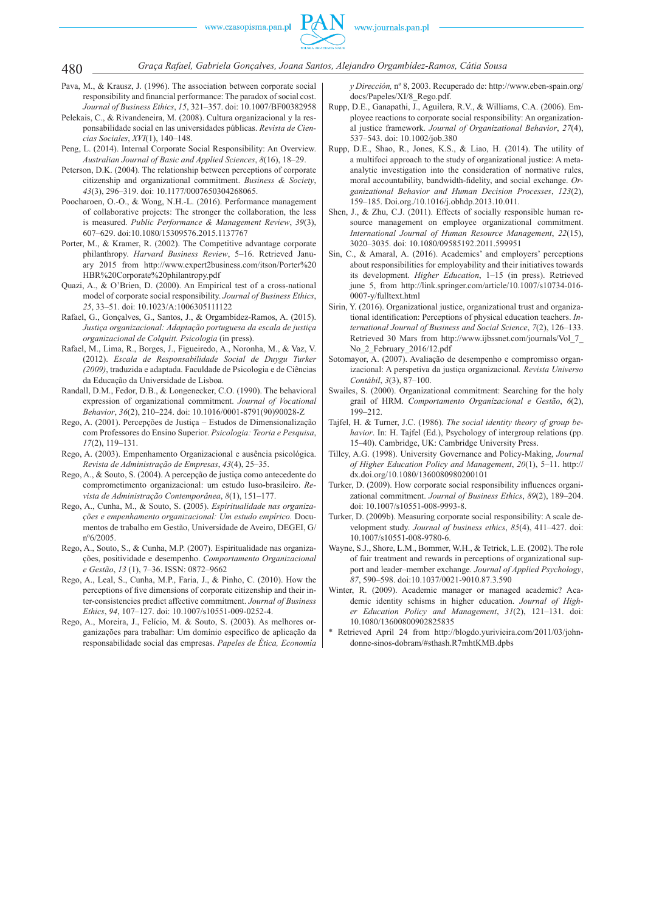Pava, M., & Krausz, J. (1996). The association between corporate social responsibility and financial performance: The paradox of social cost. *Journal of Business Ethics*, *15*, 321–357. doi: 10.1007/BF00382958

Pelekais, C., & Rivandeneira, M. (2008). Cultura organizacional y la responsabilidade social en las universidades públicas. *Revista de Ciencias Sociales*, *XVI*(1), 140–148.

Peng, L. (2014). Internal Corporate Social Responsibility: An Overview. *Australian Journal of Basic and Applied Sciences*, *8*(16), 18–29.

Peterson, D.K. (2004). The relationship between perceptions of corporate citizenship and organizational commitment. *Business & Society*, *43*(3), 296–319. doi: 10.1177/0007650304268065.

Poocharoen, O.-O., & Wong, N.H.-L. (2016). Performance management of collaborative projects: The stronger the collaboration, the less is measured. *Public Performance & Management Review*, *39*(3), 607–629. doi:10.1080/15309576.2015.1137767

Porter, M., & Kramer, R. (2002). The Competitive advantage corporate philanthropy. *Harvard Business Review*, 5–16. Retrieved January 2015 from http://www.expert2business.com/itson/Porter%20HBR%20Corporate%20philantropy.pdf

Quazi, A., & O'Brien, D. (2000). An Empirical test of a cross-national model of corporate social responsibility. *Journal of Business Ethics*, *25*, 33–51. doi: 10.1023/A:1006305111122

Rafael, G., Gonçalves, G., Santos, J., & Orgambídez-Ramos, A. (2015). *Justiça organizacional: Adaptação portuguesa da escala de justiça organizacional de Colquitt. Psicologia* (in press).

Rafael, M., Lima, R., Borges, J., Figueiredo, A., Noronha, M., & Vaz, V. (2012). *Escala de Responsabilidade Social de Duygu Turker (2009)*, traduzida e adaptada. Faculdade de Psicologia e de Ciências da Educação da Universidade de Lisboa.

Randall, D.M., Fedor, D.B., & Longenecker, C.O. (1990). The behavioral expression of organizational commitment. *Journal of Vocational Behavior*, *36*(2), 210–224. doi: 10.1016/0001-8791(90)90028-Z

Rego, A. (2001). Percepções de Justiça – Estudos de Dimensionalização com Professores do Ensino Superior. *Psicologia: Teoria e Pesquisa*, *17*(2), 119–131.

Rego, A. (2003). Empenhamento Organizacional e ausência psicológica. *Revista de Administração de Empresas*, *43*(4), 25–35.

Rego, A., & Souto, S. (2004). A percepção de justiça como antecedente do comprometimento organizacional: um estudo luso-brasileiro. *Revista de Administração Contemporânea*, *8*(1), 151–177.

Rego, A., Cunha, M., & Souto, S. (2005). *Espiritualidade nas organizações e empenhamento organizacional: Um estudo empírico.* Documentos de trabalho em Gestão, Universidade de Aveiro, DEGEI, G/nº6/2005.

Rego, A., Souto, S., & Cunha, M.P. (2007). Espiritualidade nas organizações, positividade e desempenho. *Comportamento Organizacional e Gestão*, *13* (1), 7–36. ISSN: 0872–9662

Rego, A., Leal, S., Cunha, M.P., Faria, J., & Pinho, C. (2010). How the perceptions of five dimensions of corporate citizenship and their inter-consistencies predict affective commitment. *Journal of Business Ethics*, *94*, 107–127. doi: 10.1007/s10551-009-0252-4.

Rego, A., Moreira, J., Felício, M. & Souto, S. (2003). As melhores organizações para trabalhar: Um domínio específico de aplicação da responsabilidade social das empresas. *Papeles de Ética, Economía y Dirección,* nº 8, 2003. Recuperado de: http://www.eben-spain.org/docs/Papeles/XI/8_Rego.pdf.

Rupp, D.E., Ganapathi, J., Aguilera, R.V., & Williams, C.A. (2006). Employee reactions to corporate social responsibility: An organizational justice framework. *Journal of Organizational Behavior*, *27*(4), 537–543. doi: 10.1002/job.380

Rupp, D.E., Shao, R., Jones, K.S., & Liao, H. (2014). The utility of a multifoci approach to the study of organizational justice: A meta-analytic investigation into the consideration of normative rules, moral accountability, bandwidth-fidelity, and social exchange. *Organizational Behavior and Human Decision Processes*, *123*(2), 159–185. Doi.org./10.1016/j.obhdp.2013.10.011.

Shen, J., & Zhu, C.J. (2011). Effects of socially responsible human resource management on employee organizational commitment. *International Journal of Human Resource Management*, *22*(15), 3020–3035. doi: 10.1080/09585192.2011.599951

Sin, C., & Amaral, A. (2016). Academics' and employers' perceptions about responsibilities for employability and their initiatives towards its development. *Higher Education*, 1–15 (in press). Retrieved june 5, from http://link.springer.com/article/10.1007/s10734-016-0007-y/fulltext.html

Sirin, Y. (2016). Organizational justice, organizational trust and organizational identification: Perceptions of physical education teachers. *International Journal of Business and Social Science*, *7*(2), 126–133. Retrieved 30 Mars from http://www.ijbssnet.com/journals/Vol_7_No_2_February_2016/12.pdf

Sotomayor, A. (2007). Avaliação de desempenho e compromisso organizacional: A perspetiva da justiça organizacional. *Revista Universo Contábil*, *3*(3), 87–100.

Swailes, S. (2000). Organizational commitment: Searching for the holy grail of HRM. *Comportamento Organizacional e Gestão*, *6*(2), 199–212.

Tajfel, H. & Turner, J.C. (1986). *The social identity theory of group behavior*. In: H. Tajfel (Ed.), Psychology of intergroup relations (pp. 15–40). Cambridge, UK: Cambridge University Press.

Tilley, A.G. (1998). University Governance and Policy-Making, *Journal of Higher Education Policy and Management*, *20*(1), 5–11. http://dx.doi.org/10.1080/1360080980200101

Turker, D. (2009). How corporate social responsibility influences organizational commitment. *Journal of Business Ethics*, *89*(2), 189–204. doi: 10.1007/s10551-008-9993-8.

Turker, D. (2009b). Measuring corporate social responsibility: A scale development study. *Journal of business ethics*, *85*(4), 411–427. doi: 10.1007/s10551-008-9780-6.

Wayne, S.J., Shore, L.M., Bommer, W.H., & Tetrick, L.E. (2002). The role of fair treatment and rewards in perceptions of organizational support and leader–member exchange. *Journal of Applied Psychology*, *87*, 590–598. doi:10.1037/0021-9010.87.3.590

Winter, R. (2009). Academic manager or managed academic? Academic identity schisms in higher education. *Journal of Higher Education Policy and Management*, *31*(2), 121–131. doi: 10.1080/13600800902825835

\* Retrieved April 24 from http://blogdo.yurivieira.com/2011/03/john-donne-sinos-dobram/#sthash.R7mhtKMB.dpbs